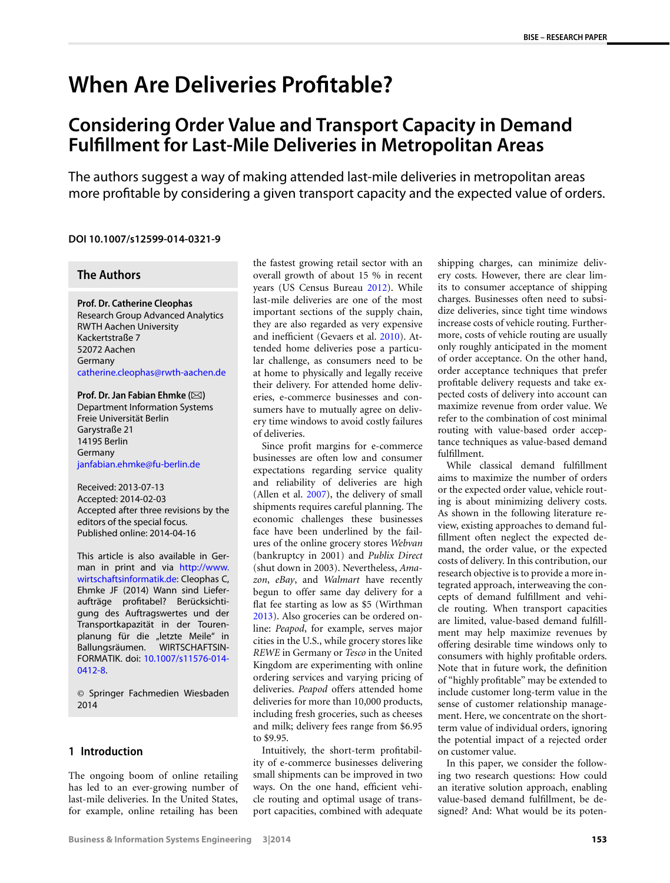# When Are Deliveries Profitable?

## Considering Order Value and Transport Capacity in Demand Fulfillment for Last-Mile Deliveries in Metropolitan Areas

The authors suggest a way of making attended last-mile deliveries in metropolitan areas more profitable by considering a given transport capacity and the expected value of orders.

**DOI 10.1007/s12599-014-0321-9**

### The Authors

**Prof. Dr. Catherine Cleophas**
Research Group Advanced Analytics
RWTH Aachen University
Kackertstraße 7
52072 Aachen
Germany
catherine.cleophas@rwth-aachen.de

**Prof. Dr. Jan Fabian Ehmke (✉)**
Department Information Systems
Freie Universität Berlin
Garystraße 21
14195 Berlin
Germany
janfabian.ehmke@fu-berlin.de

Received: 2013-07-13
Accepted: 2014-02-03
Accepted after three revisions by the editors of the special focus.
Published online: 2014-04-16

This article is also available in German in print and via http://www.wirtschaftsinformatik.de: Cleophas C, Ehmke JF (2014) Wann sind Lieferaufträge profitabel? Berücksichtigung des Auftragswertes und der Transportkapazität in der Tourenplanung für die „letzte Meile" in Ballungsräumen. WIRTSCHAFTSINFORMATIK. doi: 10.1007/s11576-014-0412-8.

© Springer Fachmedien Wiesbaden 2014

## 1 Introduction

The ongoing boom of online retailing has led to an ever-growing number of last-mile deliveries. In the United States, for example, online retailing has been the fastest growing retail sector with an overall growth of about 15 % in recent years (US Census Bureau 2012). While last-mile deliveries are one of the most important sections of the supply chain, they are also regarded as very expensive and inefficient (Gevaers et al. 2010). Attended home deliveries pose a particular challenge, as consumers need to be at home to physically and legally receive their delivery. For attended home deliveries, e-commerce businesses and consumers have to mutually agree on delivery time windows to avoid costly failures of deliveries.

Since profit margins for e-commerce businesses are often low and consumer expectations regarding service quality and reliability of deliveries are high (Allen et al. 2007), the delivery of small shipments requires careful planning. The economic challenges these businesses face have been underlined by the failures of the online grocery stores *Webvan* (bankruptcy in 2001) and *Publix Direct* (shut down in 2003). Nevertheless, *Amazon*, *eBay*, and *Walmart* have recently begun to offer same day delivery for a flat fee starting as low as $5 (Wirthman 2013). Also groceries can be ordered online: *Peapod*, for example, serves major cities in the U.S., while grocery stores like *REWE* in Germany or *Tesco* in the United Kingdom are experimenting with online ordering services and varying pricing of deliveries. *Peapod* offers attended home deliveries for more than 10,000 products, including fresh groceries, such as cheeses and milk; delivery fees range from $6.95 to $9.95.

Intuitively, the short-term profitability of e-commerce businesses delivering small shipments can be improved in two ways. On the one hand, efficient vehicle routing and optimal usage of transport capacities, combined with adequate shipping charges, can minimize delivery costs. However, there are clear limits to consumer acceptance of shipping charges. Businesses often need to subsidize deliveries, since tight time windows increase costs of vehicle routing. Furthermore, costs of vehicle routing are usually only roughly anticipated in the moment of order acceptance. On the other hand, order acceptance techniques that prefer profitable delivery requests and take expected costs of delivery into account can maximize revenue from order value. We refer to the combination of cost minimal routing with value-based order acceptance techniques as value-based demand fulfillment.

While classical demand fulfillment aims to maximize the number of orders or the expected order value, vehicle routing is about minimizing delivery costs. As shown in the following literature review, existing approaches to demand fulfillment often neglect the expected demand, the order value, or the expected costs of delivery. In this contribution, our research objective is to provide a more integrated approach, interweaving the concepts of demand fulfillment and vehicle routing. When transport capacities are limited, value-based demand fulfillment may help maximize revenues by offering desirable time windows only to consumers with highly profitable orders. Note that in future work, the definition of "highly profitable" may be extended to include customer long-term value in the sense of customer relationship management. Here, we concentrate on the short-term value of individual orders, ignoring the potential impact of a rejected order on customer value.

In this paper, we consider the following two research questions: How could an iterative solution approach, enabling value-based demand fulfillment, be designed? And: What would be its poten-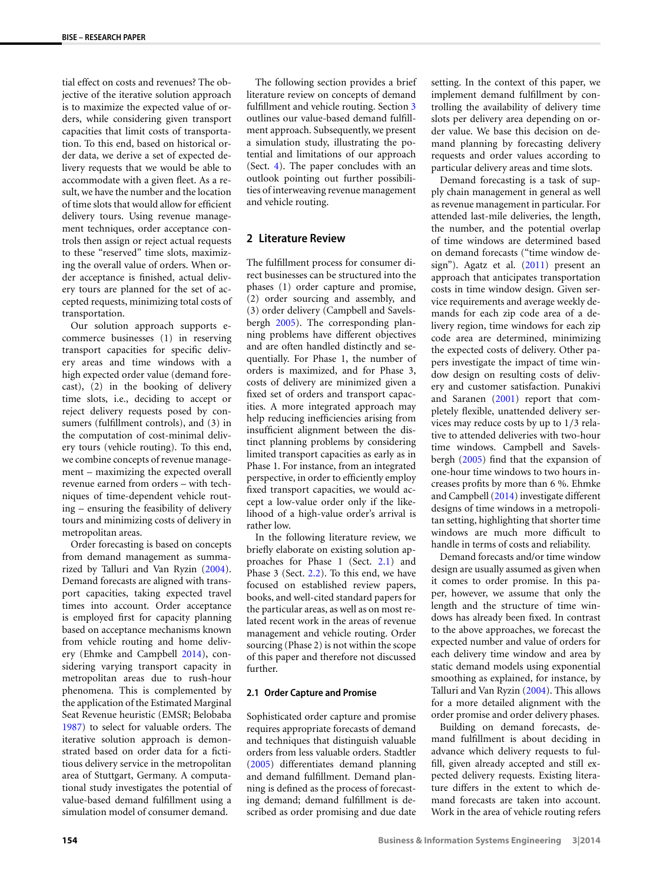tial effect on costs and revenues? The objective of the iterative solution approach is to maximize the expected value of orders, while considering given transport capacities that limit costs of transportation. To this end, based on historical order data, we derive a set of expected delivery requests that we would be able to accommodate with a given fleet. As a result, we have the number and the location of time slots that would allow for efficient delivery tours. Using revenue management techniques, order acceptance controls then assign or reject actual requests to these "reserved" time slots, maximizing the overall value of orders. When order acceptance is finished, actual delivery tours are planned for the set of accepted requests, minimizing total costs of transportation.

Our solution approach supports e-commerce businesses (1) in reserving transport capacities for specific delivery areas and time windows with a high expected order value (demand forecast), (2) in the booking of delivery time slots, i.e., deciding to accept or reject delivery requests posed by consumers (fulfillment controls), and (3) in the computation of cost-minimal delivery tours (vehicle routing). To this end, we combine concepts of revenue management – maximizing the expected overall revenue earned from orders – with techniques of time-dependent vehicle routing – ensuring the feasibility of delivery tours and minimizing costs of delivery in metropolitan areas.

Order forecasting is based on concepts from demand management as summarized by Talluri and Van Ryzin (2004). Demand forecasts are aligned with transport capacities, taking expected travel times into account. Order acceptance is employed first for capacity planning based on acceptance mechanisms known from vehicle routing and home delivery (Ehmke and Campbell 2014), considering varying transport capacity in metropolitan areas due to rush-hour phenomena. This is complemented by the application of the Estimated Marginal Seat Revenue heuristic (EMSR; Belobaba 1987) to select for valuable orders. The iterative solution approach is demonstrated based on order data for a fictitious delivery service in the metropolitan area of Stuttgart, Germany. A computational study investigates the potential of value-based demand fulfillment using a simulation model of consumer demand.

The following section provides a brief literature review on concepts of demand fulfillment and vehicle routing. Section 3 outlines our value-based demand fulfillment approach. Subsequently, we present a simulation study, illustrating the potential and limitations of our approach (Sect. 4). The paper concludes with an outlook pointing out further possibilities of interweaving revenue management and vehicle routing.

## 2 Literature Review

The fulfillment process for consumer direct businesses can be structured into the phases (1) order capture and promise, (2) order sourcing and assembly, and (3) order delivery (Campbell and Savelsbergh 2005). The corresponding planning problems have different objectives and are often handled distinctly and sequentially. For Phase 1, the number of orders is maximized, and for Phase 3, costs of delivery are minimized given a fixed set of orders and transport capacities. A more integrated approach may help reducing inefficiencies arising from insufficient alignment between the distinct planning problems by considering limited transport capacities as early as in Phase 1. For instance, from an integrated perspective, in order to efficiently employ fixed transport capacities, we would accept a low-value order only if the likelihood of a high-value order's arrival is rather low.

In the following literature review, we briefly elaborate on existing solution approaches for Phase 1 (Sect. 2.1) and Phase 3 (Sect. 2.2). To this end, we have focused on established review papers, books, and well-cited standard papers for the particular areas, as well as on most related recent work in the areas of revenue management and vehicle routing. Order sourcing (Phase 2) is not within the scope of this paper and therefore not discussed further.

### 2.1 Order Capture and Promise

Sophisticated order capture and promise requires appropriate forecasts of demand and techniques that distinguish valuable orders from less valuable orders. Stadtler (2005) differentiates demand planning and demand fulfillment. Demand planning is defined as the process of forecasting demand; demand fulfillment is described as order promising and due date setting. In the context of this paper, we implement demand fulfillment by controlling the availability of delivery time slots per delivery area depending on order value. We base this decision on demand planning by forecasting delivery requests and order values according to particular delivery areas and time slots.

Demand forecasting is a task of supply chain management in general as well as revenue management in particular. For attended last-mile deliveries, the length, the number, and the potential overlap of time windows are determined based on demand forecasts ("time window design"). Agatz et al. (2011) present an approach that anticipates transportation costs in time window design. Given service requirements and average weekly demands for each zip code area of a delivery region, time windows for each zip code area are determined, minimizing the expected costs of delivery. Other papers investigate the impact of time window design on resulting costs of delivery and customer satisfaction. Punakivi and Saranen (2001) report that completely flexible, unattended delivery services may reduce costs by up to 1/3 relative to attended deliveries with two-hour time windows. Campbell and Savelsbergh (2005) find that the expansion of one-hour time windows to two hours increases profits by more than 6 %. Ehmke and Campbell (2014) investigate different designs of time windows in a metropolitan setting, highlighting that shorter time windows are much more difficult to handle in terms of costs and reliability.

Demand forecasts and/or time window design are usually assumed as given when it comes to order promise. In this paper, however, we assume that only the length and the structure of time windows has already been fixed. In contrast to the above approaches, we forecast the expected number and value of orders for each delivery time window and area by static demand models using exponential smoothing as explained, for instance, by Talluri and Van Ryzin (2004). This allows for a more detailed alignment with the order promise and order delivery phases.

Building on demand forecasts, demand fulfillment is about deciding in advance which delivery requests to fulfill, given already accepted and still expected delivery requests. Existing literature differs in the extent to which demand forecasts are taken into account. Work in the area of vehicle routing refers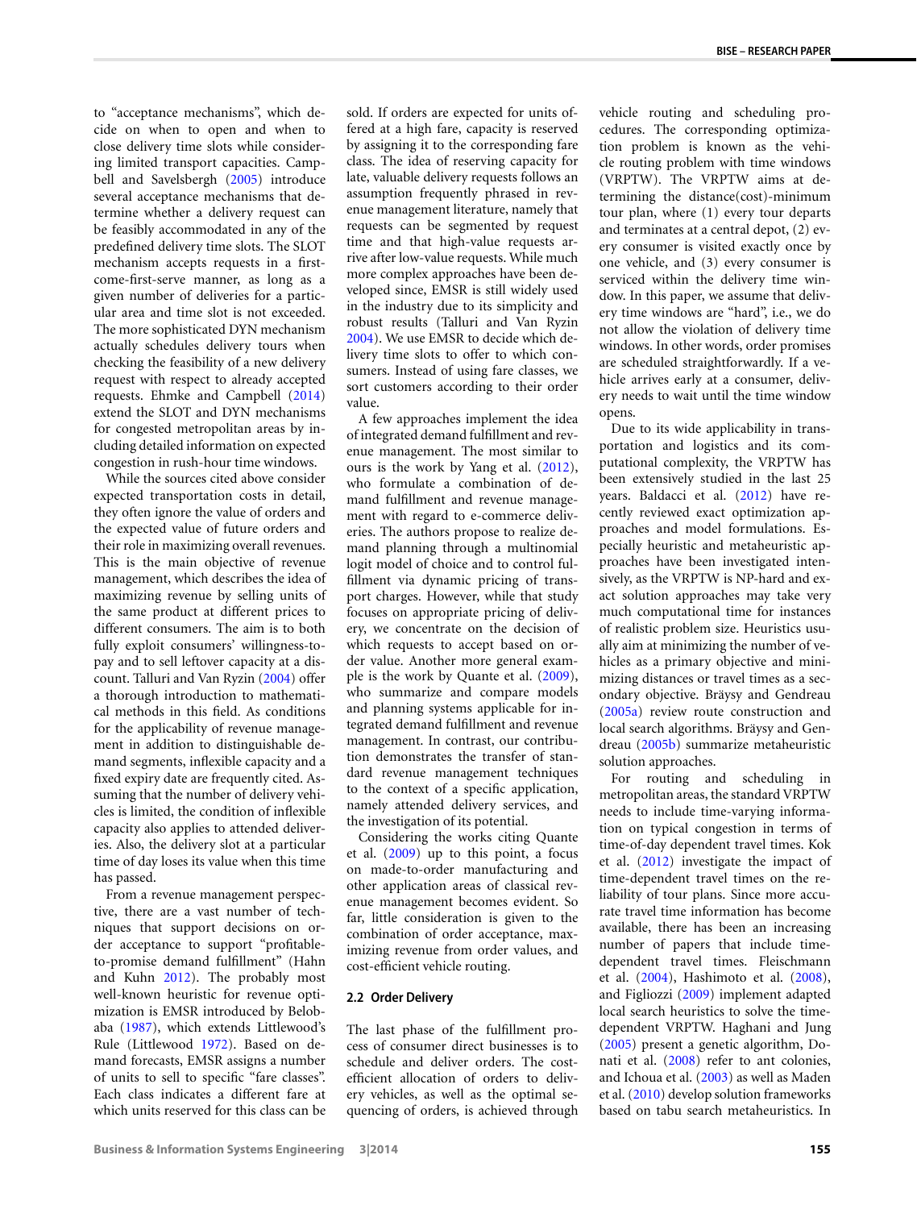to "acceptance mechanisms", which decide on when to open and when to close delivery time slots while considering limited transport capacities. Campbell and Savelsbergh (2005) introduce several acceptance mechanisms that determine whether a delivery request can be feasibly accommodated in any of the predefined delivery time slots. The SLOT mechanism accepts requests in a first-come-first-serve manner, as long as a given number of deliveries for a particular area and time slot is not exceeded. The more sophisticated DYN mechanism actually schedules delivery tours when checking the feasibility of a new delivery request with respect to already accepted requests. Ehmke and Campbell (2014) extend the SLOT and DYN mechanisms for congested metropolitan areas by including detailed information on expected congestion in rush-hour time windows.

While the sources cited above consider expected transportation costs in detail, they often ignore the value of orders and the expected value of future orders and their role in maximizing overall revenues. This is the main objective of revenue management, which describes the idea of maximizing revenue by selling units of the same product at different prices to different consumers. The aim is to both fully exploit consumers' willingness-to-pay and to sell leftover capacity at a discount. Talluri and Van Ryzin (2004) offer a thorough introduction to mathematical methods in this field. As conditions for the applicability of revenue management in addition to distinguishable demand segments, inflexible capacity and a fixed expiry date are frequently cited. Assuming that the number of delivery vehicles is limited, the condition of inflexible capacity also applies to attended deliveries. Also, the delivery slot at a particular time of day loses its value when this time has passed.

From a revenue management perspective, there are a vast number of techniques that support decisions on order acceptance to support "profitable-to-promise demand fulfillment" (Hahn and Kuhn 2012). The probably most well-known heuristic for revenue optimization is EMSR introduced by Belobaba (1987), which extends Littlewood's Rule (Littlewood 1972). Based on demand forecasts, EMSR assigns a number of units to sell to specific "fare classes". Each class indicates a different fare at which units reserved for this class can be sold. If orders are expected for units offered at a high fare, capacity is reserved by assigning it to the corresponding fare class. The idea of reserving capacity for late, valuable delivery requests follows an assumption frequently phrased in revenue management literature, namely that requests can be segmented by request time and that high-value requests arrive after low-value requests. While much more complex approaches have been developed since, EMSR is still widely used in the industry due to its simplicity and robust results (Talluri and Van Ryzin 2004). We use EMSR to decide which delivery time slots to offer to which consumers. Instead of using fare classes, we sort customers according to their order value.

A few approaches implement the idea of integrated demand fulfillment and revenue management. The most similar to ours is the work by Yang et al. (2012), who formulate a combination of demand fulfillment and revenue management with regard to e-commerce deliveries. The authors propose to realize demand planning through a multinomial logit model of choice and to control fulfillment via dynamic pricing of transport charges. However, while that study focuses on appropriate pricing of delivery, we concentrate on the decision of which requests to accept based on order value. Another more general example is the work by Quante et al. (2009), who summarize and compare models and planning systems applicable for integrated demand fulfillment and revenue management. In contrast, our contribution demonstrates the transfer of standard revenue management techniques to the context of a specific application, namely attended delivery services, and the investigation of its potential.

Considering the works citing Quante et al. (2009) up to this point, a focus on made-to-order manufacturing and other application areas of classical revenue management becomes evident. So far, little consideration is given to the combination of order acceptance, maximizing revenue from order values, and cost-efficient vehicle routing.

### 2.2 Order Delivery

The last phase of the fulfillment process of consumer direct businesses is to schedule and deliver orders. The cost-efficient allocation of orders to delivery vehicles, as well as the optimal sequencing of orders, is achieved through vehicle routing and scheduling procedures. The corresponding optimization problem is known as the vehicle routing problem with time windows (VRPTW). The VRPTW aims at determining the distance(cost)-minimum tour plan, where (1) every tour departs and terminates at a central depot, (2) every consumer is visited exactly once by one vehicle, and (3) every consumer is serviced within the delivery time window. In this paper, we assume that delivery time windows are "hard", i.e., we do not allow the violation of delivery time windows. In other words, order promises are scheduled straightforwardly. If a vehicle arrives early at a consumer, delivery needs to wait until the time window opens.

Due to its wide applicability in transportation and logistics and its computational complexity, the VRPTW has been extensively studied in the last 25 years. Baldacci et al. (2012) have recently reviewed exact optimization approaches and model formulations. Especially heuristic and metaheuristic approaches have been investigated intensively, as the VRPTW is NP-hard and exact solution approaches may take very much computational time for instances of realistic problem size. Heuristics usually aim at minimizing the number of vehicles as a primary objective and minimizing distances or travel times as a secondary objective. Bräysy and Gendreau (2005a) review route construction and local search algorithms. Bräysy and Gendreau (2005b) summarize metaheuristic solution approaches.

For routing and scheduling in metropolitan areas, the standard VRPTW needs to include time-varying information on typical congestion in terms of time-of-day dependent travel times. Kok et al. (2012) investigate the impact of time-dependent travel times on the reliability of tour plans. Since more accurate travel time information has become available, there has been an increasing number of papers that include time-dependent travel times. Fleischmann et al. (2004), Hashimoto et al. (2008), and Figliozzi (2009) implement adapted local search heuristics to solve the time-dependent VRPTW. Haghani and Jung (2005) present a genetic algorithm, Donati et al. (2008) refer to ant colonies, and Ichoua et al. (2003) as well as Maden et al. (2010) develop solution frameworks based on tabu search metaheuristics. In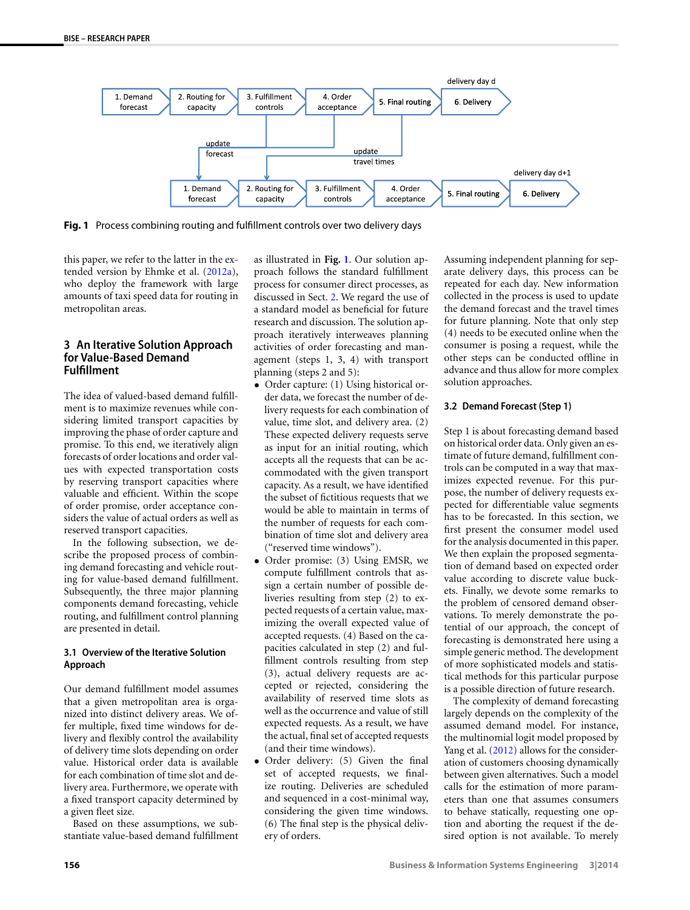Fig. 1 Process combining routing and fulfillment controls over two delivery days

this paper, we refer to the latter in the extended version by Ehmke et al. (2012a), who deploy the framework with large amounts of taxi speed data for routing in metropolitan areas.

## 3 An Iterative Solution Approach for Value-Based Demand Fulfillment

The idea of valued-based demand fulfillment is to maximize revenues while considering limited transport capacities by improving the phase of order capture and promise. To this end, we iteratively align forecasts of order locations and order values with expected transportation costs by reserving transport capacities where valuable and efficient. Within the scope of order promise, order acceptance considers the value of actual orders as well as reserved transport capacities.

In the following subsection, we describe the proposed process of combining demand forecasting and vehicle routing for value-based demand fulfillment. Subsequently, the three major planning components demand forecasting, vehicle routing, and fulfillment control planning are presented in detail.

### 3.1 Overview of the Iterative Solution Approach

Our demand fulfillment model assumes that a given metropolitan area is organized into distinct delivery areas. We offer multiple, fixed time windows for delivery and flexibly control the availability of delivery time slots depending on order value. Historical order data is available for each combination of time slot and delivery area. Furthermore, we operate with a fixed transport capacity determined by a given fleet size.

Based on these assumptions, we substantiate value-based demand fulfillment as illustrated in **Fig. 1**. Our solution approach follows the standard fulfillment process for consumer direct processes, as discussed in Sect. 2. We regard the use of a standard model as beneficial for future research and discussion. The solution approach iteratively interweaves planning activities of order forecasting and management (steps 1, 3, 4) with transport planning (steps 2 and 5):

- Order capture: (1) Using historical order data, we forecast the number of delivery requests for each combination of value, time slot, and delivery area. (2) These expected delivery requests serve as input for an initial routing, which accepts all the requests that can be accommodated with the given transport capacity. As a result, we have identified the subset of fictitious requests that we would be able to maintain in terms of the number of requests for each combination of time slot and delivery area ("reserved time windows").
- Order promise: (3) Using EMSR, we compute fulfillment controls that assign a certain number of possible deliveries resulting from step (2) to expected requests of a certain value, maximizing the overall expected value of accepted requests. (4) Based on the capacities calculated in step (2) and fulfillment controls resulting from step (3), actual delivery requests are accepted or rejected, considering the availability of reserved time slots as well as the occurrence and value of still expected requests. As a result, we have the actual, final set of accepted requests (and their time windows).
- Order delivery: (5) Given the final set of accepted requests, we finalize routing. Deliveries are scheduled and sequenced in a cost-minimal way, considering the given time windows. (6) The final step is the physical delivery of orders.

Assuming independent planning for separate delivery days, this process can be repeated for each day. New information collected in the process is used to update the demand forecast and the travel times for future planning. Note that only step (4) needs to be executed online when the consumer is posing a request, while the other steps can be conducted offline in advance and thus allow for more complex solution approaches.

### 3.2 Demand Forecast (Step 1)

Step 1 is about forecasting demand based on historical order data. Only given an estimate of future demand, fulfillment controls can be computed in a way that maximizes expected revenue. For this purpose, the number of delivery requests expected for differentiable value segments has to be forecasted. In this section, we first present the consumer model used for the analysis documented in this paper. We then explain the proposed segmentation of demand based on expected order value according to discrete value buckets. Finally, we devote some remarks to the problem of censored demand observations. To merely demonstrate the potential of our approach, the concept of forecasting is demonstrated here using a simple generic method. The development of more sophisticated models and statistical methods for this particular purpose is a possible direction of future research.

The complexity of demand forecasting largely depends on the complexity of the assumed demand model. For instance, the multinomial logit model proposed by Yang et al. (2012) allows for the consideration of customers choosing dynamically between given alternatives. Such a model calls for the estimation of more parameters than one that assumes consumers to behave statically, requesting one option and aborting the request if the desired option is not available. To merely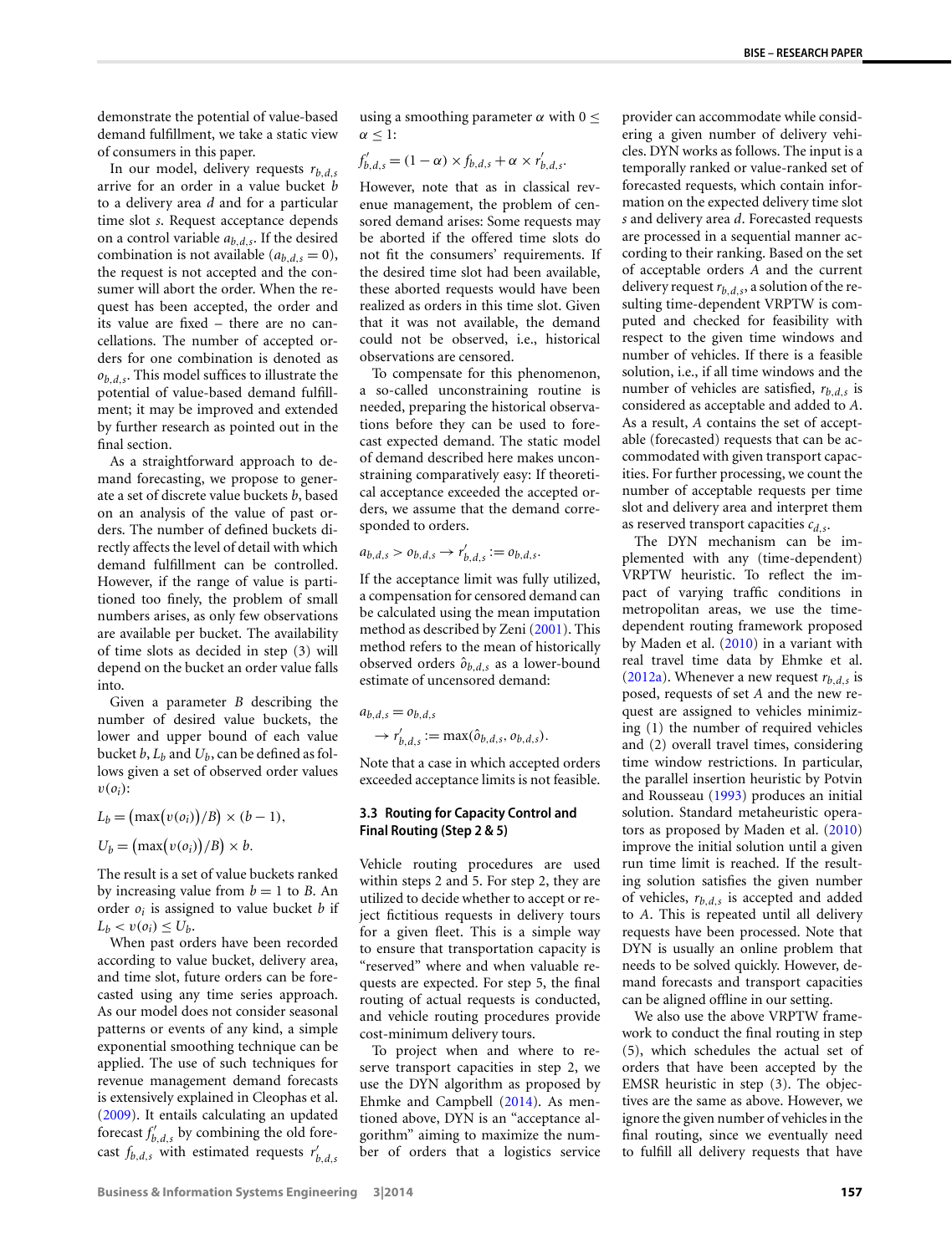demonstrate the potential of value-based demand fulfillment, we take a static view of consumers in this paper.

In our model, delivery requests $r_{b,d,s}$ arrive for an order in a value bucket $b$ to a delivery area $d$ and for a particular time slot $s$. Request acceptance depends on a control variable $a_{b,d,s}$. If the desired time slot combination is not available ($a_{b,d,s} = 0$), the request is not accepted and the consumer will abort the order. When the request has been accepted, the order and its value are fixed – there are no cancellations. The number of accepted orders for one combination is denoted as $o_{b,d,s}$. This model suffices to illustrate the potential of value-based demand fulfillment; it may be improved and extended by further research as pointed out in the final section.

As a straightforward approach to demand forecasting, we propose to generate a set of discrete value buckets $b$, based on an analysis of the value of past orders. The number of defined buckets directly affects the level of detail with which demand fulfillment can be controlled. However, if the range of value is partitioned too finely, the problem of small numbers arises, as only few observations are available per bucket. The availability of time slots as decided in step (3) will depend on the bucket an order value falls into.

Given a parameter $B$ describing the number of desired value buckets, the lower and upper bound of each value bucket $b$, $L_b$ and $U_b$, can be defined as follows given a set of observed order values $v(o_i)$:

$$L_b = \left(\max\left(v(o_i)\right)/B\right) \times (b-1),$$

$$U_b = \left(\max\left(v(o_i)\right)/B\right) \times b.$$

The result is a set of value buckets ranked by increasing value from $b = 1$ to $B$. An order $o_i$ is assigned to value bucket $b$ if $L_b < v(o_i) \leq U_b$.

When past orders have been recorded according to value bucket, delivery area, and time slot, future orders can be forecasted using any time series approach. As our model does not consider seasonal patterns or events of any kind, a simple exponential smoothing technique can be applied. The use of such techniques for revenue management demand forecasts is extensively explained in Cleophas et al. (2009). It entails calculating an updated forecast $f'_{b,d,s}$ by combining the old forecast $f_{b,d,s}$ with estimated requests $r'_{b,d,s}$ using a smoothing parameter $\alpha$ with $0 \leq \alpha \leq 1$:

$$f'_{b,d,s} = (1-\alpha) \times f_{b,d,s} + \alpha \times r'_{b,d,s}.$$

However, note that as in classical revenue management, the problem of censored demand arises: Some requests may be aborted if the offered time slots do not fit the consumers' requirements. If the desired time slot had been available, these aborted requests would have been realized as orders in this time slot. Given that it was not available, the demand could not be observed, i.e., historical observations are censored.

To compensate for this phenomenon, a so-called unconstraining routine is needed, preparing the historical observations before they can be used to forecast expected demand. The static model of demand described here makes unconstraining comparatively easy: If theoretical acceptance exceeded the accepted orders, we assume that the demand corresponded to orders.

$$a_{b,d,s} > o_{b,d,s} \rightarrow r'_{b,d,s} := o_{b,d,s}.$$

If the acceptance limit was fully utilized, a compensation for censored demand can be calculated using the mean imputation method as described by Zeni (2001). This method refers to the mean of historically observed orders $\hat{o}_{b,d,s}$ as a lower-bound estimate of uncensored demand:

$$a_{b,d,s} = o_{b,d,s}$$
$$\rightarrow r'_{b,d,s} := \max(\hat{o}_{b,d,s}, o_{b,d,s}).$$

Note that a case in which accepted orders exceeded acceptance limits is not feasible.

### 3.3 Routing for Capacity Control and Final Routing (Step 2 & 5)

Vehicle routing procedures are used within steps 2 and 5. For step 2, they are utilized to decide whether to accept or reject fictitious requests in delivery tours for a given fleet. This is a simple way to ensure that transportation capacity is "reserved" when and when valuable requests are expected. For step 5, the final routing of actual requests is conducted, and vehicle routing procedures provide cost-minimum delivery tours.

To project when and where to reserve transport capacities in step 2, we use the DYN algorithm as proposed by Ehmke and Campbell (2014). As mentioned above, DYN is an "acceptance algorithm" aiming to maximize the number of orders that a logistics service provider can accommodate while considering a given number of delivery vehicles. DYN works as follows. The input is a temporally ranked or value-ranked set of forecasted requests, which contain information on the expected delivery time slot $s$ and delivery area $d$. Forecasted requests are processed in a sequential manner according to their ranking. Based on the set of acceptable orders $A$ and the current delivery request $r_{b,d,s}$, a solution of the resulting time-dependent VRPTW is computed and checked for feasibility with respect to the given time windows and number of vehicles. If there is a feasible solution, i.e., if all time windows and the number of vehicles are satisfied, $r_{b,d,s}$ is considered as acceptable and added to $A$. As a result, $A$ contains the set of acceptable (forecasted) requests that can be accommodated with given transport capacities. For further processing, we count the number of acceptable requests per time slot and delivery area and interpret them as reserved transport capacities $c_{d,s}$.

The DYN mechanism can be implemented with any (time-dependent) VRPTW heuristic. To reflect the impact of varying traffic conditions in metropolitan areas, we use the time-dependent routing framework proposed by Maden et al. (2010) in a variant with real travel time data by Ehmke et al. (2012a). Whenever a new request $r_{b,d,s}$ is posed, requests of set $A$ and the new request are assigned to vehicles minimizing (1) the number of required vehicles and (2) overall travel times, considering time window restrictions. In particular, the parallel insertion heuristic by Potvin and Rousseau (1993) produces an initial solution. Standard metaheuristic operators as proposed by Maden et al. (2010) improve the initial solution until a given run time limit is reached. If the resulting solution satisfies the given number of vehicles, $r_{b,d,s}$ is accepted and added to $A$. This is repeated until all delivery requests have been processed. Note that DYN is usually an online problem that needs to be solved quickly. However, demand forecasts and transport capacities can be aligned offline in our setting.

We also use the above VRPTW framework to conduct the final routing in step (5), which schedules the actual set of orders that have been accepted by the EMSR heuristic in step (3). The objectives are the same as above. However, we ignore the given number of vehicles in the final routing, since we eventually need to fulfill all delivery requests that have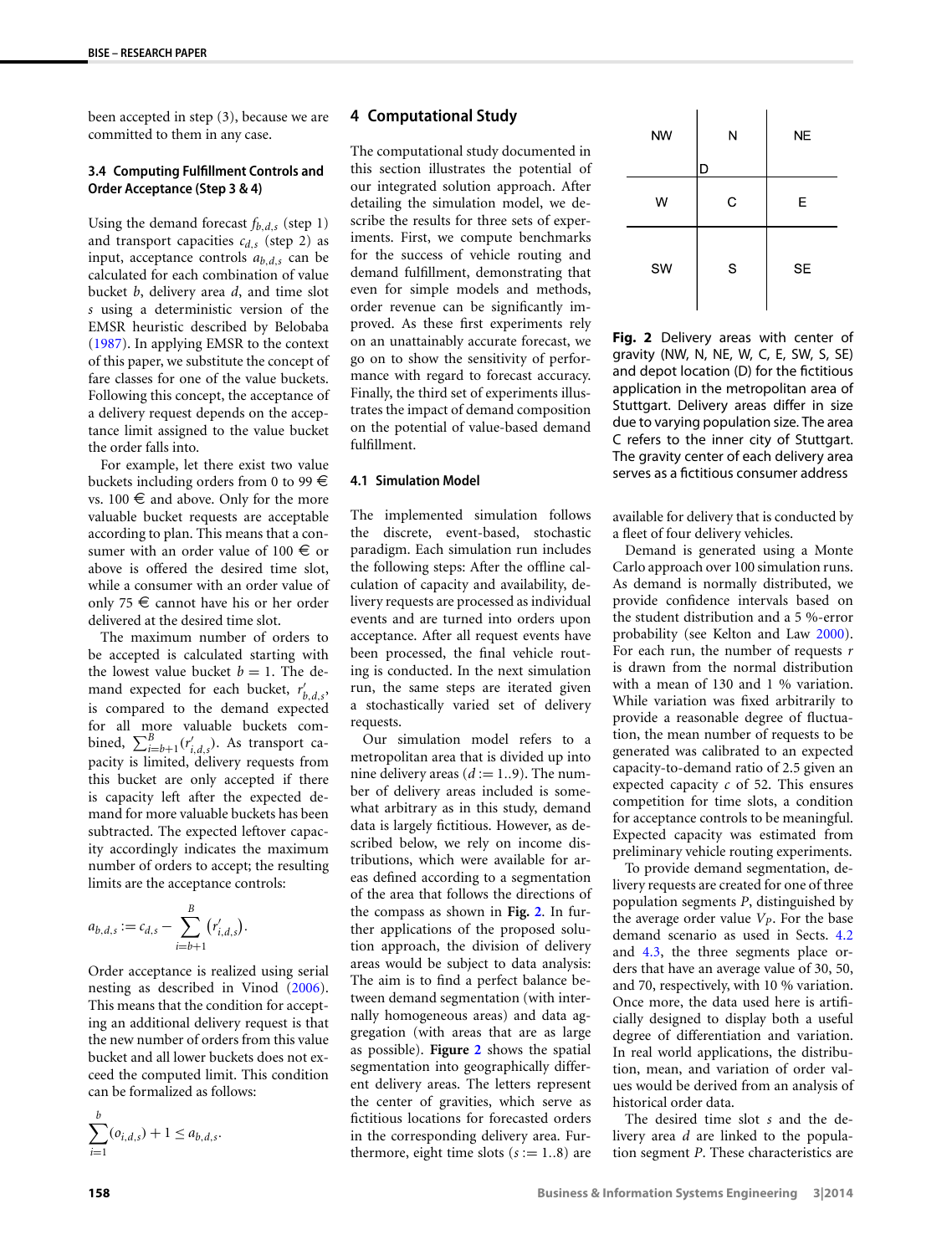been accepted in step (3), because we are committed to them in any case.

### 3.4 Computing Fulfillment Controls and Order Acceptance (Step 3 & 4)

Using the demand forecast $f_{b,d,s}$ (step 1) and transport capacities $c_{d,s}$ (step 2) as input, acceptance controls $a_{b,d,s}$ can be calculated for each combination of value bucket $b$, delivery area $d$, and time slot $s$ using a deterministic version of the EMSR heuristic described by Belobaba (1987). In applying EMSR to the context of this paper, we substitute the concept of fare classes for one of the value buckets. Following this concept, the acceptance of a delivery request depends on the acceptance limit assigned to the value bucket the order falls into.

For example, let there exist two value buckets including orders from 0 to 99 € vs. 100 € and above. Only for the more valuable bucket requests are acceptable according to plan. This means that a consumer with an order value of 100 € or above is offered the desired time slot, while a consumer with an order value of only 75 € cannot have his or her order delivered at the desired time slot.

The maximum number of orders to be accepted is calculated starting with the lowest value bucket $b = 1$. The demand expected for each bucket, $r'_{b,d,s}$, is compared to the demand expected for all more valuable buckets combined, $\sum_{i=b+1}^{B}(r'_{i,d,s})$. As transport capacity is limited, delivery requests from this bucket are only accepted if there is capacity left after the expected demand for more valuable buckets has been subtracted. The expected leftover capacity accordingly indicates the maximum number of orders to accept; the resulting limits are the acceptance controls:

$$a_{b,d,s} := c_{d,s} - \sum_{i=b+1}^{B} (r'_{i,d,s}).$$

Order acceptance is realized using serial nesting as described in Vinod (2006). This means that the condition for accepting an additional delivery request is that the new number of orders from this value bucket and all lower buckets does not exceed the computed limit. This condition can be formalized as follows:

$$\sum_{i=1}^{b}(o_{i,d,s}) + 1 \le a_{b,d,s}.$$

## 4 Computational Study

The computational study documented in this section illustrates the potential of our integrated solution approach. After detailing the simulation model, we describe the results for three sets of experiments. First, we compute benchmarks for the success of vehicle routing and demand fulfillment, demonstrating that even for simple models and methods, order revenue can be significantly improved. As these first experiments rely on an unattainably accurate forecast, we go on to show the sensitivity of performance with regard to forecast accuracy. Finally, the third set of experiments illustrates the impact of demand composition on the potential of value-based demand fulfillment.

### 4.1 Simulation Model

The implemented simulation follows the discrete, event-based, stochastic paradigm. Each simulation run includes the following steps: After the offline calculation of capacity and availability, delivery requests are processed as individual events and are turned into orders upon acceptance. After all request events have been processed, the final vehicle routing is conducted. In the next simulation run, the same steps are iterated given a stochastically varied set of delivery requests.

Our simulation model refers to a metropolitan area that is divided up into nine delivery areas ($d := 1..9$). The number of delivery areas included is somewhat arbitrary as in this study, demand data is largely fictitious. However, as described below, we rely on income distributions, which were available for areas defined according to a segmentation of the area that follows the directions of the compass as shown in **Fig. 2**. In further applications of the proposed solution approach, the division of delivery areas would be subject to data analysis: The aim is to find a perfect balance between demand segmentation (with internally homogeneous areas) and data aggregation (with areas that are as large as possible). **Figure 2** shows the spatial segmentation into geographically different delivery areas. The letters represent the center of gravities, which serve as fictitious locations for forecasted orders in the corresponding delivery area. Furthermore, eight time slots ($s := 1..8$) are available for delivery that is conducted by a fleet of four delivery vehicles.

| NW | N | NE |
|---|---|---|
| W | C | E |
| SW | S | SE |

(D located at the boundary between N and C)

**Fig. 2** Delivery areas with center of gravity (NW, N, NE, W, C, E, SW, S, SE) and depot location (D) for the fictitious application in the metropolitan area of Stuttgart. Delivery areas differ in size due to varying population size. The area C refers to the inner city of Stuttgart. The gravity center of each delivery area serves as a fictitious consumer address

Demand is generated using a Monte Carlo approach over 100 simulation runs. As demand is normally distributed, we provide confidence intervals based on the student distribution and a 5 %-error probability (see Kelton and Law 2000). For each run, the number of requests $r$ is drawn from the normal distribution with a mean of 130 and 1 % variation. While variation was fixed arbitrarily to provide a reasonable degree of fluctuation, the mean number of requests to be generated was calibrated to an expected capacity-to-demand ratio of 2.5 given an expected capacity $c$ of 52. This ensures competition for time slots, a condition for acceptance controls to be meaningful. Expected capacity was estimated from preliminary vehicle routing experiments.

To provide demand segmentation, delivery requests are created for one of three population segments $P$, distinguished by the average order value $V_P$. For the base demand scenario as used in Sects. 4.2 and 4.3, the three segments place orders that have an average value of 30, 50, and 70, respectively, with 10 % variation. Once more, the data used here is artificially designed to display both a useful degree of differentiation and variation. In real world applications, the distribution, mean, and variation of order values would be derived from an analysis of historical order data.

The desired time slot $s$ and the delivery area $d$ are linked to the population segment $P$. These characteristics are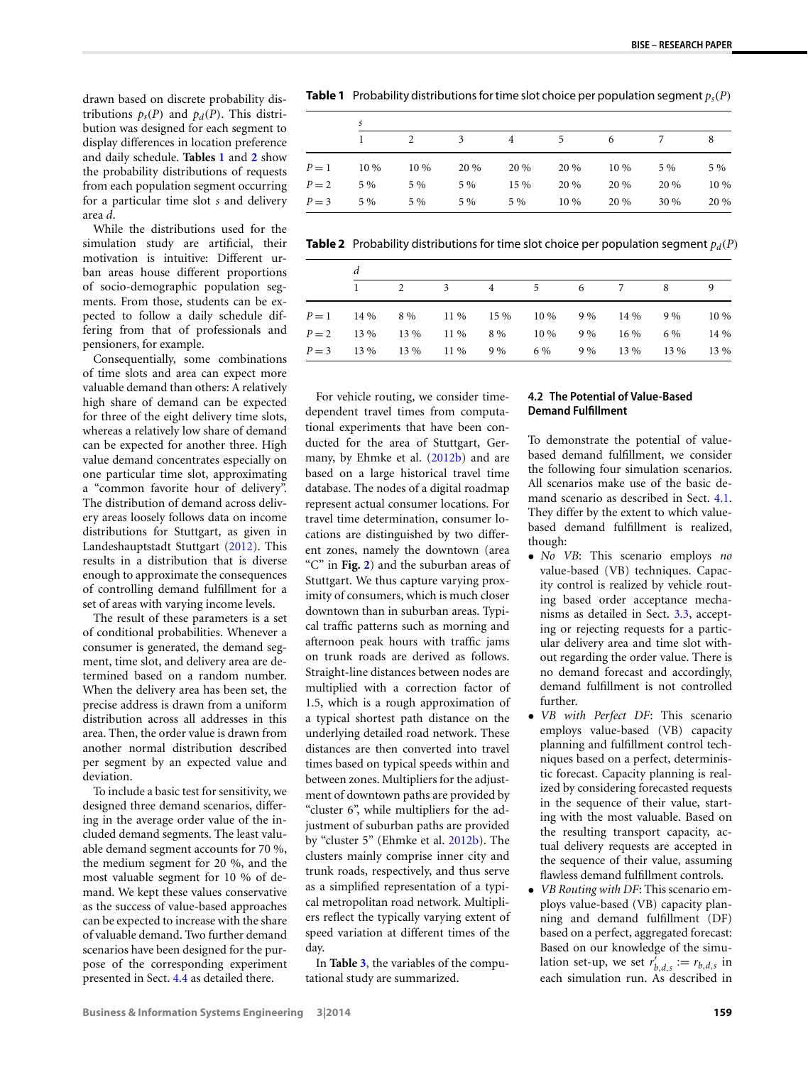drawn based on discrete probability distributions $p_s(P)$ and $p_d(P)$. This distribution was designed for each segment to display differences in location preference and daily schedule. **Tables 1** and **2** show the probability distributions of requests from each population segment occurring for a particular time slot $s$ and delivery area $d$.

While the distributions used for the simulation study are artificial, their motivation is intuitive: Different urban areas house different proportions of socio-demographic population segments. From those, students can be expected to follow a daily schedule differing from that of professionals and pensioners, for example.

Consequentially, some combinations of time slots and area can expect more valuable demand than others: A relatively high share of demand can be expected for three of the eight delivery time slots, whereas a relatively low share of demand can be expected for another three. High value demand concentrates especially on one particular time slot, approximating a "common favorite hour of delivery". The distribution of demand across delivery areas loosely follows data on income distributions for Stuttgart, as given in Landeshauptstadt Stuttgart (2012). This results in a distribution that is diverse enough to approximate the consequences of controlling demand fulfillment for a set of areas with varying income levels.

The result of these parameters is a set of conditional probabilities. Whenever a consumer is generated, the demand segment, time slot, and delivery area are determined based on a random number. When the delivery area has been set, the precise address is drawn from a uniform distribution across all addresses in this area. Then, the order value is drawn from another normal distribution described per segment by an expected value and deviation.

To include a basic test for sensitivity, we designed three demand scenarios, differing in the average order value of the included demand segments. The least valuable demand segment accounts for 70 %, the medium segment for 20 %, and the most valuable segment for 10 % of demand. We kept these values conservative as the success of value-based approaches can be expected to increase with the share of valuable demand. Two further demand scenarios have been designed for the purpose of the corresponding experiment presented in Sect. 4.4 as detailed there.

**Table 1** Probability distributions for time slot choice per population segment $p_s(P)$

| | s | | | | | | | |
|---|---|---|---|---|---|---|---|---|
| | 1 | 2 | 3 | 4 | 5 | 6 | 7 | 8 |
| $P = 1$ | 10 % | 10 % | 20 % | 20 % | 20 % | 10 % | 5 % | 5 % |
| $P = 2$ | 5 % | 5 % | 5 % | 15 % | 20 % | 20 % | 20 % | 10 % |
| $P = 3$ | 5 % | 5 % | 5 % | 5 % | 10 % | 20 % | 30 % | 20 % |

**Table 2** Probability distributions for time slot choice per population segment $p_d(P)$

| | d | | | | | | | | |
|---|---|---|---|---|---|---|---|---|---|
| | 1 | 2 | 3 | 4 | 5 | 6 | 7 | 8 | 9 |
| $P = 1$ | 14 % | 8 % | 11 % | 15 % | 10 % | 9 % | 14 % | 9 % | 10 % |
| $P = 2$ | 13 % | 13 % | 11 % | 8 % | 10 % | 9 % | 16 % | 6 % | 14 % |
| $P = 3$ | 13 % | 13 % | 11 % | 9 % | 6 % | 9 % | 13 % | 13 % | 13 % |

For vehicle routing, we consider time-dependent travel times from computational experiments that have been conducted for the area of Stuttgart, Germany, by Ehmke et al. (2012b) and are based on a large historical travel time database. The nodes of a digital roadmap represent actual consumer locations. For travel time determination, consumer locations are distinguished by two different zones, namely the downtown (area "C" in **Fig. 2**) and the suburban areas of Stuttgart. We thus capture varying proximity of consumers, which is much closer downtown than in suburban areas. Typical traffic patterns such as morning and afternoon peak hours with traffic jams on trunk roads are derived as follows. Straight-line distances between nodes are multiplied with a correction factor of 1.5, which is a rough approximation of a typical shortest path distance on the underlying detailed road network. These distances are then converted into travel times based on typical speeds within and between zones. Multipliers for the adjustment of downtown paths are provided by "cluster 6", while multipliers for the adjustment of suburban paths are provided by "cluster 5" (Ehmke et al. 2012b). The clusters mainly comprise inner city and trunk roads, respectively, and thus serve as a simplified representation of a typical metropolitan road network. Multipliers reflect the typically varying extent of speed variation at different times of the day.

In **Table 3**, the variables of the computational study are summarized.

### 4.2 The Potential of Value-Based Demand Fulfillment

To demonstrate the potential of value-based demand fulfillment, we consider the following four simulation scenarios. All scenarios make use of the basic demand scenario as described in Sect. 4.1. They differ by the extent to which value-based demand fulfillment is realized, though:

- *No VB*: This scenario employs *no* value-based (VB) techniques. Capacity control is realized by vehicle routing based order acceptance mechanisms as detailed in Sect. 3.3, accepting or rejecting requests for a particular delivery area and time slot without regarding the order value. There is no demand forecast and accordingly, demand fulfillment is not controlled further.
- *VB with Perfect DF*: This scenario employs value-based (VB) capacity planning and fulfillment control techniques based on a perfect, deterministic forecast. Capacity planning is realized by considering forecasted requests in the sequence of their value, starting with the most valuable. Based on the resulting transport capacity, actual delivery requests are accepted in the sequence of their value, assuming flawless demand fulfillment controls.
- *VB Routing with DF*: This scenario employs value-based (VB) capacity planning and demand fulfillment (DF) based on a perfect, aggregated forecast: Based on our knowledge of the simulation set-up, we set $r'_{b,d,s} := r_{b,d,s}$ in each simulation run. As described in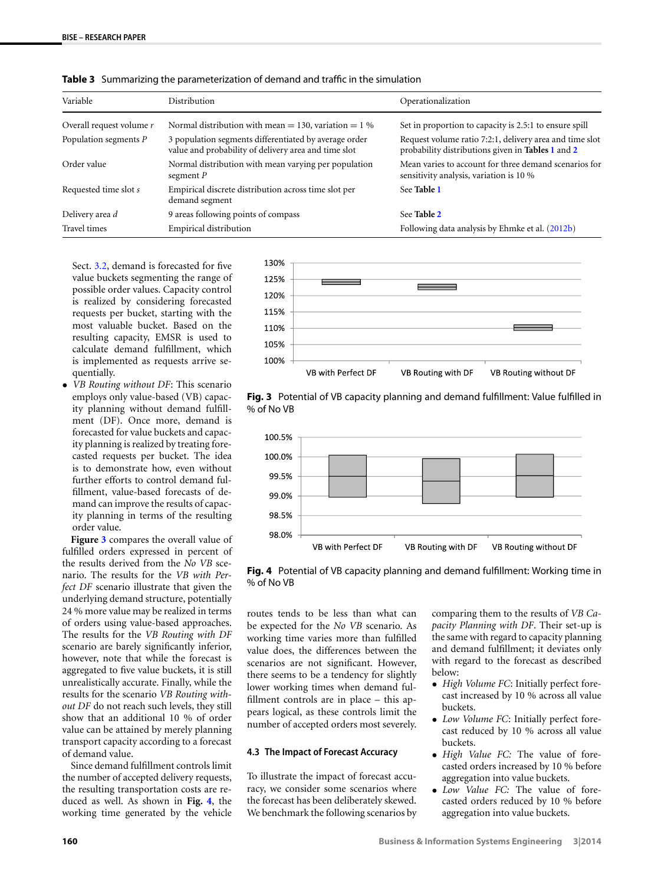**Table 3** Summarizing the parameterization of demand and traffic in the simulation

| Variable | Distribution | Operationalization |
|---|---|---|
| Overall request volume *r* | Normal distribution with mean = 130, variation = 1 % | Set in proportion to capacity is 2.5:1 to ensure spill |
| Population segments *P* | 3 population segments differentiated by average order value and probability of delivery area and time slot | Request volume ratio 7:2:1, delivery area and time slot probability distributions given in **Tables 1** and **2** |
| Order value | Normal distribution with mean varying per population segment *P* | Mean varies to account for three demand scenarios for sensitivity analysis, variation is 10 % |
| Requested time slot *s* | Empirical discrete distribution across time slot per demand segment | See **Table 1** |
| Delivery area *d* | 9 areas following points of compass | See **Table 2** |
| Travel times | Empirical distribution | Following data analysis by Ehmke et al. (2012b) |

Sect. 3.2, demand is forecasted for five value buckets segmenting the range of possible order values. Capacity control is realized by considering forecasted requests per bucket, starting with the most valuable bucket. Based on the resulting capacity, EMSR is used to calculate demand fulfillment, which is implemented as requests arrive sequentially.

- *VB Routing without DF*: This scenario employs only value-based (VB) capacity planning without demand fulfillment (DF). Once more, demand is forecasted for value buckets and capacity planning is realized by treating forecasted requests per bucket. The idea is to demonstrate how, even without further efforts to control demand fulfillment, value-based forecasts of demand can improve the results of capacity planning in terms of the resulting order value.

**Figure 3** compares the overall value of fulfilled orders expressed in percent of the results derived from the *No VB* scenario. The results for the *VB with Perfect DF* scenario illustrate that given the underlying demand structure, potentially 24 % more value may be realized in terms of orders using value-based approaches. The results for the *VB Routing with DF* scenario are barely significantly inferior, however, note that while the forecast is aggregated to five value buckets, it is still unrealistically accurate. Finally, while the results for the scenario *VB Routing without DF* do not reach such levels, they still show that an additional 10 % of order value can be attained by merely planning transport capacity according to a forecast of demand value.

Since demand fulfillment controls limit the number of accepted delivery requests, the resulting transportation costs are reduced as well. As shown in **Fig. 4**, the working time generated by the vehicle routes tends to be less than what can be expected for the *No VB* scenario. As working time varies more than fulfilled value does, the differences between the scenarios are not significant. However, there seems to be a tendency for slightly lower working times when demand fulfillment controls are in place – this appears logical, as these controls limit the number of accepted orders most severely.

**Fig. 3** Potential of VB capacity planning and demand fulfillment: Value fulfilled in % of No VB

**Fig. 4** Potential of VB capacity planning and demand fulfillment: Working time in % of No VB

### 4.3 The Impact of Forecast Accuracy

To illustrate the impact of forecast accuracy, we consider some scenarios where the forecast has been deliberately skewed. We benchmark the following scenarios by comparing them to the results of *VB Capacity Planning with DF*. Their set-up is the same with regard to capacity planning and demand fulfillment; it deviates only with regard to the forecast as described below:

- *High Volume FC*: Initially perfect forecast increased by 10 % across all value buckets.
- *Low Volume FC*: Initially perfect forecast reduced by 10 % across all value buckets.
- *High Value FC:* The value of forecasted orders increased by 10 % before aggregation into value buckets.
- *Low Value FC:* The value of forecasted orders reduced by 10 % before aggregation into value buckets.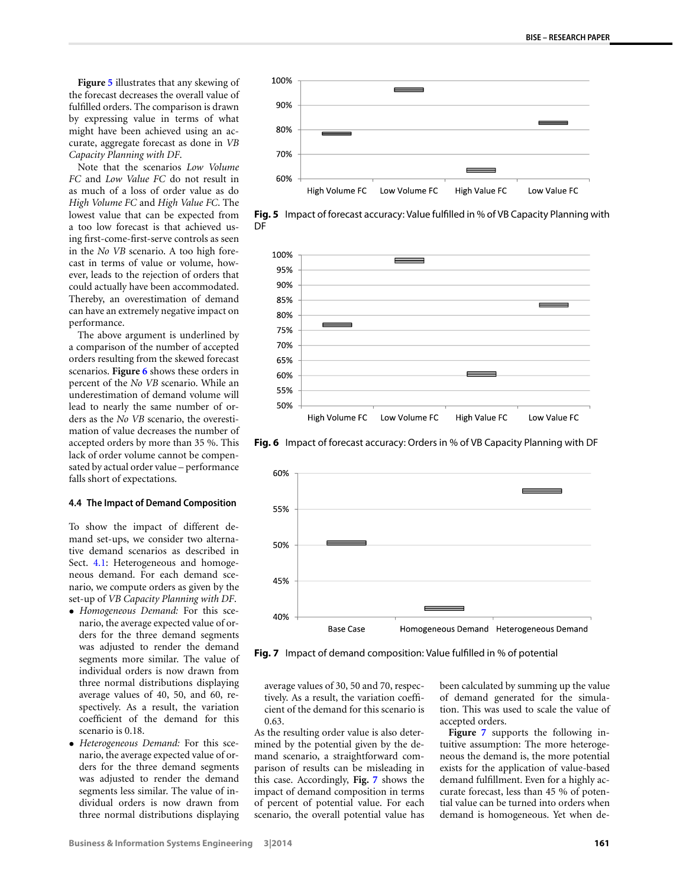Figure 5 illustrates that any skewing of the forecast decreases the overall value of fulfilled orders. The comparison is drawn by expressing value in terms of what might have been achieved using an accurate, aggregate forecast as done in *VB Capacity Planning with DF*.

Note that the scenarios *Low Volume FC* and *Low Value FC* do not result in as much of a loss of order value as do *High Volume FC* and *High Value FC*. The lowest value that can be expected from a too low forecast is that achieved using first-come-first-serve controls as seen in the *No VB* scenario. A too high forecast in terms of value or volume, however, leads to the rejection of orders that could actually have been accommodated. Thereby, an overestimation of demand can have an extremely negative impact on performance.

The above argument is underlined by a comparison of the number of accepted orders resulting from the skewed forecast scenarios. Figure 6 shows these orders in percent of the *No VB* scenario. While an underestimation of demand volume will lead to nearly the same number of orders as the *No VB* scenario, the overestimation of value decreases the number of accepted orders by more than 35 %. This lack of order volume cannot be compensated by actual order value – performance falls short of expectations.

**Fig. 5** Impact of forecast accuracy: Value fulfilled in % of VB Capacity Planning with DF

**Fig. 6** Impact of forecast accuracy: Orders in % of VB Capacity Planning with DF

### 4.4 The Impact of Demand Composition

To show the impact of different demand set-ups, we consider two alternative demand scenarios as described in Sect. 4.1: Heterogeneous and homogeneous demand. For each demand scenario, we compute orders as given by the set-up of *VB Capacity Planning with DF*.

- *Homogeneous Demand:* For this scenario, the average expected value of orders for the three demand segments was adjusted to render the demand segments more similar. The value of individual orders is now drawn from three normal distributions displaying average values of 40, 50, and 60, respectively. As a result, the variation coefficient of the demand for this scenario is 0.18.
- *Heterogeneous Demand:* For this scenario, the average expected value of orders for the three demand segments was adjusted to render the demand segments less similar. The value of individual orders is now drawn from three normal distributions displaying average values of 30, 50 and 70, respectively. As a result, the variation coefficient of the demand for this scenario is 0.63.

**Fig. 7** Impact of demand composition: Value fulfilled in % of potential

As the resulting order value is also determined by the potential given by the demand scenario, a straightforward comparison of results can be misleading in this case. Accordingly, **Fig. 7** shows the impact of demand composition in terms of percent of potential value. For each scenario, the overall potential value has been calculated by summing up the value of demand generated for the simulation. This was used to scale the value of accepted orders.

Figure 7 supports the following intuitive assumption: The more heterogeneous the demand is, the more potential exists for the application of value-based demand fulfillment. Even for a highly accurate forecast, less than 45 % of potential value can be turned into orders when demand is homogeneous. Yet when de-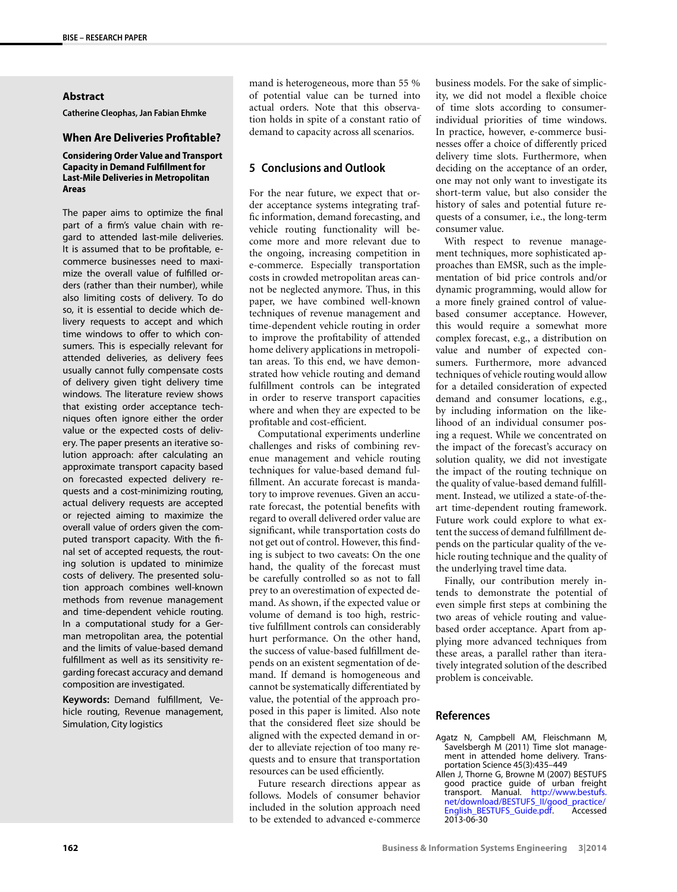mand is heterogeneous, more than 55 % of potential value can be turned into actual orders. Note that this observation holds in spite of a constant ratio of demand to capacity across all scenarios.

## 5 Conclusions and Outlook

For the near future, we expect that order acceptance systems integrating traffic information, demand forecasting, and vehicle routing functionality will become more and more relevant due to the ongoing, increasing competition in e-commerce. Especially transportation costs in crowded metropolitan areas cannot be neglected anymore. Thus, in this paper, we have combined well-known techniques of revenue management and time-dependent vehicle routing in order to improve the profitability of attended home delivery applications in metropolitan areas. To this end, we have demonstrated how vehicle routing and demand fulfillment controls can be integrated in order to reserve transport capacities where and when they are expected to be profitable and cost-efficient.

Computational experiments underline challenges and risks of combining revenue management and vehicle routing techniques for value-based demand fulfillment. An accurate forecast is mandatory to improve revenues. Given an accurate forecast, the potential benefits with regard to overall delivered order value are significant, while transportation costs do not get out of control. However, this finding is subject to two caveats: On the one hand, the quality of the forecast must be carefully controlled so as not to fall prey to an overestimation of expected demand. As shown, if the expected value or volume of demand is too high, restrictive fulfillment controls can considerably hurt performance. On the other hand, the success of value-based fulfillment depends on an existent segmentation of demand. If demand is homogeneous and cannot be systematically differentiated by value, the potential of the approach proposed in this paper is limited. Also note that the considered fleet size should be aligned with the expected demand in order to alleviate rejection of too many requests and to ensure that transportation resources can be used efficiently.

Future research directions appear as follows. Models of consumer behavior included in the solution approach need to be extended to advanced e-commerce business models. For the sake of simplicity, we did not model a flexible choice of time slots according to consumer-individual priorities of time windows. In practice, however, e-commerce businesses offer a choice of differently priced delivery time slots. Furthermore, when deciding on the acceptance of an order, one may not only want to investigate its short-term value, but also consider the history of sales and potential future requests of a consumer, i.e., the long-term consumer value.

With respect to revenue management techniques, more sophisticated approaches than EMSR, such as the implementation of bid price controls and/or dynamic programming, would allow for a more finely grained control of value-based consumer acceptance. However, this would require a somewhat more complex forecast, e.g., a distribution on value and number of expected consumers. Furthermore, more advanced techniques of vehicle routing would allow for a detailed consideration of expected demand and consumer locations, e.g., by including information on the likelihood of an individual consumer posing a request. While we concentrated on the impact of the forecast's accuracy on solution quality, we did not investigate the impact of the routing technique on the quality of value-based demand fulfillment. Instead, we utilized a state-of-the-art time-dependent routing framework. Future work could explore to what extent the success of demand fulfillment depends on the particular quality of the vehicle routing technique and the quality of the underlying travel time data.

Finally, our contribution merely intends to demonstrate the potential of even simple first steps at combining the two areas of vehicle routing and value-based order acceptance. Apart from applying more advanced techniques from these areas, a parallel rather than iteratively integrated solution of the described problem is conceivable.

## References

Agatz N, Campbell AM, Fleischmann M, Savelsbergh M (2011) Time slot management in attended home delivery. Transportation Science 45(3):435–449

Allen J, Thorne G, Browne M (2007) BESTUFS good practice guide of urban freight transport. Manual. http://www.bestufs.net/download/BESTUFS_II/good_practice/English_BESTUFS_Guide.pdf. Accessed 2013-06-30

---

## Abstract

**Catherine Cleophas, Jan Fabian Ehmke**

### When Are Deliveries Profitable?

**Considering Order Value and Transport Capacity in Demand Fulfillment for Last-Mile Deliveries in Metropolitan Areas**

The paper aims to optimize the final part of a firm's value chain with regard to attended last-mile deliveries. It is assumed that to be profitable, e-commerce businesses need to maximize the overall value of fulfilled orders (rather than their number), while also limiting costs of delivery. To do so, it is essential to decide which delivery requests to accept and which time windows to offer to which consumers. This is especially relevant for attended deliveries, as delivery fees usually cannot fully compensate costs of delivery given tight delivery time windows. The literature review shows that existing order acceptance techniques often ignore either the order value or the expected costs of delivery. The paper presents an iterative solution approach: after calculating an approximate transport capacity based on forecasted expected delivery requests and a cost-minimizing routing, actual delivery requests are accepted or rejected aiming to maximize the overall value of orders given the computed transport capacity. With the final set of accepted requests, the routing solution is updated to minimize costs of delivery. The presented solution approach combines well-known methods from revenue management and time-dependent vehicle routing. In a computational study for a German metropolitan area, the potential and the limits of value-based demand fulfillment as well as its sensitivity regarding forecast accuracy and demand composition are investigated.

**Keywords:** Demand fulfillment, Vehicle routing, Revenue management, Simulation, City logistics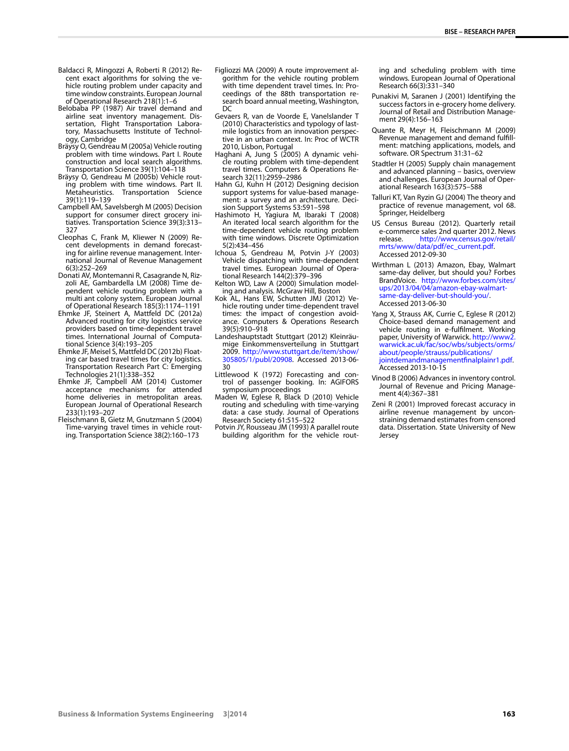Baldacci R, Mingozzi A, Roberti R (2012) Recent exact algorithms for solving the vehicle routing problem under capacity and time window constraints. European Journal of Operational Research 218(1):1–6

Belobaba PP (1987) Air travel demand and airline seat inventory management. Dissertation, Flight Transportation Laboratory, Massachusetts Institute of Technology, Cambridge

Bräysy O, Gendreau M (2005a) Vehicle routing problem with time windows. Part I. Route construction and local search algorithms. Transportation Science 39(1):104–118

Bräysy O, Gendreau M (2005b) Vehicle routing problem with time windows. Part II. Metaheuristics. Transportation Science 39(1):119–139

Campbell AM, Savelsbergh M (2005) Decision support for consumer direct grocery initiatives. Transportation Science 39(3):313–327

Cleophas C, Frank M, Kliewer N (2009) Recent developments in demand forecasting for airline revenue management. International Journal of Revenue Management 6(3):252–269

Donati AV, Montemanni R, Casagrande N, Rizzoli AE, Gambardella LM (2008) Time dependent vehicle routing problem with a multi ant colony system. European Journal of Operational Research 185(3):1174–1191

Ehmke JF, Steinert A, Mattfeld DC (2012a) Advanced routing for city logistics service providers based on time-dependent travel times. International Journal of Computational Science 3(4):193–205

Ehmke JF, Meisel S, Mattfeld DC (2012b) Floating car based travel times for city logistics. Transportation Research Part C: Emerging Technologies 21(1):338–352

Ehmke JF, Campbell AM (2014) Customer acceptance mechanisms for attended home deliveries in metropolitan areas. European Journal of Operational Research 233(1):193–207

Fleischmann B, Gietz M, Gnutzmann S (2004) Time-varying travel times in vehicle routing. Transportation Science 38(2):160–173

Figliozzi MA (2009) A route improvement algorithm for the vehicle routing problem with time dependent travel times. In: Proceedings of the 88th transportation research board annual meeting, Washington, DC

Gevaers R, van de Voorde E, Vanelslander T (2010) Characteristics and typology of last-mile logistics from an innovation perspective in an urban context. In: Proc of WCTR 2010, Lisbon, Portugal

Haghani A, Jung S (2005) A dynamic vehicle routing problem with time-dependent travel times. Computers & Operations Research 32(11):2959–2986

Hahn GJ, Kuhn H (2012) Designing decision support systems for value-based management: a survey and an architecture. Decision Support Systems 53:591–598

Hashimoto H, Yagiura M, Ibaraki T (2008) An iterated local search algorithm for the time-dependent vehicle routing problem with time windows. Discrete Optimization 5(2):434–456

Ichoua S, Gendreau M, Potvin J-Y (2003) Vehicle dispatching with time-dependent travel times. European Journal of Operational Research 144(2):379–396

Kelton WD, Law A (2000) Simulation modeling and analysis. McGraw Hill, Boston

Kok AL, Hans EW, Schutten JMJ (2012) Vehicle routing under time-dependent travel times: the impact of congestion avoidance. Computers & Operations Research 39(5):910–918

Landeshauptstadt Stuttgart (2012) Kleinräumige Einkommensverteilung in Stuttgart 2009. http://www.stuttgart.de/item/show/305805/1/publ/20908. Accessed 2013-06-30

Littlewood K (1972) Forecasting and control of passenger booking. In: AGIFORS symposium proceedings

Maden W, Eglese R, Black D (2010) Vehicle routing and scheduling with time-varying data: a case study. Journal of Operations Research Society 61:515–522

Potvin JY, Rousseau JM (1993) A parallel route building algorithm for the vehicle routing and scheduling problem with time windows. European Journal of Operational Research 66(3):331–340

Punakivi M, Saranen J (2001) Identifying the success factors in e-grocery home delivery. Journal of Retail and Distribution Management 29(4):156–163

Quante R, Meyr H, Fleischmann M (2009) Revenue management and demand fulfillment: matching applications, models, and software. OR Spectrum 31:31–62

Stadtler H (2005) Supply chain management and advanced planning – basics, overview and challenges. European Journal of Operational Research 163(3):575–588

Talluri KT, Van Ryzin GJ (2004) The theory and practice of revenue management, vol 68. Springer, Heidelberg

US Census Bureau (2012). Quarterly retail e-commerce sales 2nd quarter 2012. News release. http://www.census.gov/retail/mrts/www/data/pdf/ec_current.pdf. Accessed 2012-09-30

Wirthman L (2013) Amazon, Ebay, Walmart same-day deliver, but should you? Forbes BrandVoice. http://www.forbes.com/sites/ups/2013/04/04/amazon-ebay-walmart-same-day-deliver-but-should-you/. Accessed 2013-06-30

Yang X, Strauss AK, Currie CS, Eglese R (2012) Choice-based demand management and vehicle routing in e-fulfilment. Working paper, University of Warwick. http://www2.warwick.ac.uk/fac/soc/wbs/subjects/orms/about/people/strauss/publications/jointdemandmanagementfinalplainr1.pdf. Accessed 2013-10-15

Vinod B (2006) Advances in inventory control. Journal of Revenue and Pricing Management 4(4):367–381

Zeni R (2001) Improved forecast accuracy in airline revenue management by unconstraining demand estimates from censored data. Dissertation. State University of New Jersey